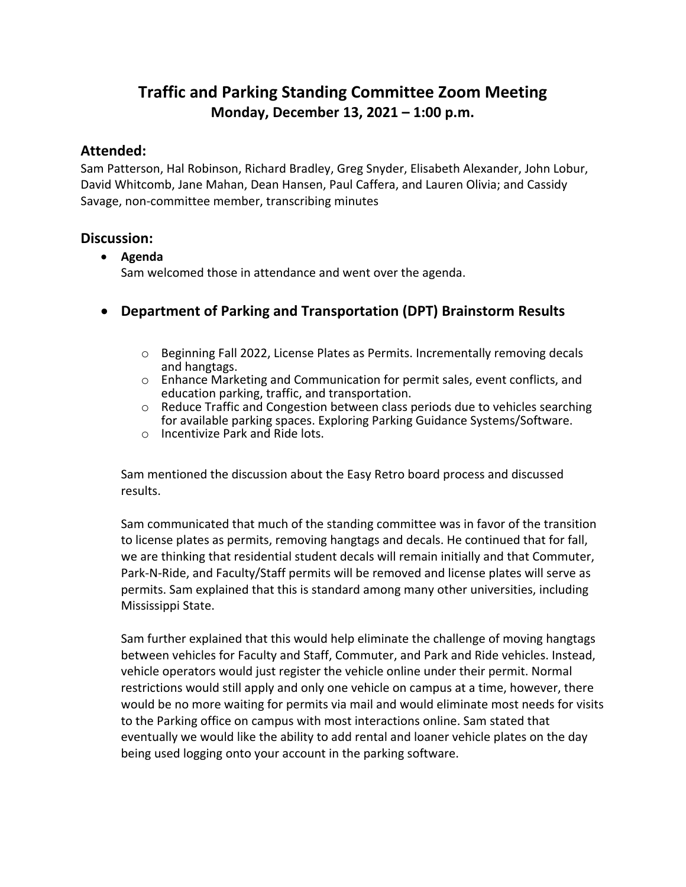# Traffic and Parking Standing Committee Zoom Meeting

**Monday, December 13, 2021 – 1:00 p.m.**

## Attended:

Sam Patterson, Hal Robinson, Richard Bradley, Greg Snyder, Elisabeth Alexander, John Lobur, David Whitcomb, Jane Mahan, Dean Hansen, Paul Caffera, and Lauren Olivia; and Cassidy Savage, non-committee member, transcribing minutes

## Discussion:

- **Agenda**

  Sam welcomed those in attendance and went over the agenda.

- ### Department of Parking and Transportation (DPT) Brainstorm Results

  - Beginning Fall 2022, License Plates as Permits. Incrementally removing decals and hangtags.
  - Enhance Marketing and Communication for permit sales, event conflicts, and education parking, traffic, and transportation.
  - Reduce Traffic and Congestion between class periods due to vehicles searching for available parking spaces. Exploring Parking Guidance Systems/Software.
  - Incentivize Park and Ride lots.

  Sam mentioned the discussion about the Easy Retro board process and discussed results.

  Sam communicated that much of the standing committee was in favor of the transition to license plates as permits, removing hangtags and decals. He continued that for fall, we are thinking that residential student decals will remain initially and that Commuter, Park-N-Ride, and Faculty/Staff permits will be removed and license plates will serve as permits. Sam explained that this is standard among many other universities, including Mississippi State.

  Sam further explained that this would help eliminate the challenge of moving hangtags between vehicles for Faculty and Staff, Commuter, and Park and Ride vehicles. Instead, vehicle operators would just register the vehicle online under their permit. Normal restrictions would still apply and only one vehicle on campus at a time, however, there would be no more waiting for permits via mail and would eliminate most needs for visits to the Parking office on campus with most interactions online. Sam stated that eventually we would like the ability to add rental and loaner vehicle plates on the day being used logging onto your account in the parking software.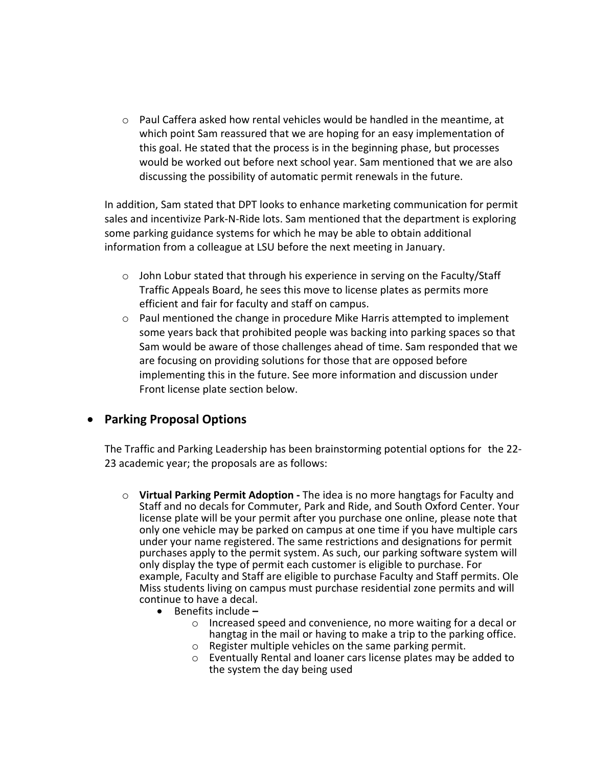- Paul Caffera asked how rental vehicles would be handled in the meantime, at which point Sam reassured that we are hoping for an easy implementation of this goal. He stated that the process is in the beginning phase, but processes would be worked out before next school year. Sam mentioned that we are also discussing the possibility of automatic permit renewals in the future.

In addition, Sam stated that DPT looks to enhance marketing communication for permit sales and incentivize Park-N-Ride lots. Sam mentioned that the department is exploring some parking guidance systems for which he may be able to obtain additional information from a colleague at LSU before the next meeting in January.

- John Lobur stated that through his experience in serving on the Faculty/Staff Traffic Appeals Board, he sees this move to license plates as permits more efficient and fair for faculty and staff on campus.
- Paul mentioned the change in procedure Mike Harris attempted to implement some years back that prohibited people was backing into parking spaces so that Sam would be aware of those challenges ahead of time. Sam responded that we are focusing on providing solutions for those that are opposed before implementing this in the future. See more information and discussion under Front license plate section below.

- **Parking Proposal Options**

  The Traffic and Parking Leadership has been brainstorming potential options for the 22-23 academic year; the proposals are as follows:

  - **Virtual Parking Permit Adoption -** The idea is no more hangtags for Faculty and Staff and no decals for Commuter, Park and Ride, and South Oxford Center. Your license plate will be your permit after you purchase one online, please note that only one vehicle may be parked on campus at one time if you have multiple cars under your name registered. The same restrictions and designations for permit purchases apply to the permit system. As such, our parking software system will only display the type of permit each customer is eligible to purchase. For example, Faculty and Staff are eligible to purchase Faculty and Staff permits. Ole Miss students living on campus must purchase residential zone permits and will continue to have a decal.
    - Benefits include **–**
      - Increased speed and convenience, no more waiting for a decal or hangtag in the mail or having to make a trip to the parking office.
      - Register multiple vehicles on the same parking permit.
      - Eventually Rental and loaner cars license plates may be added to the system the day being used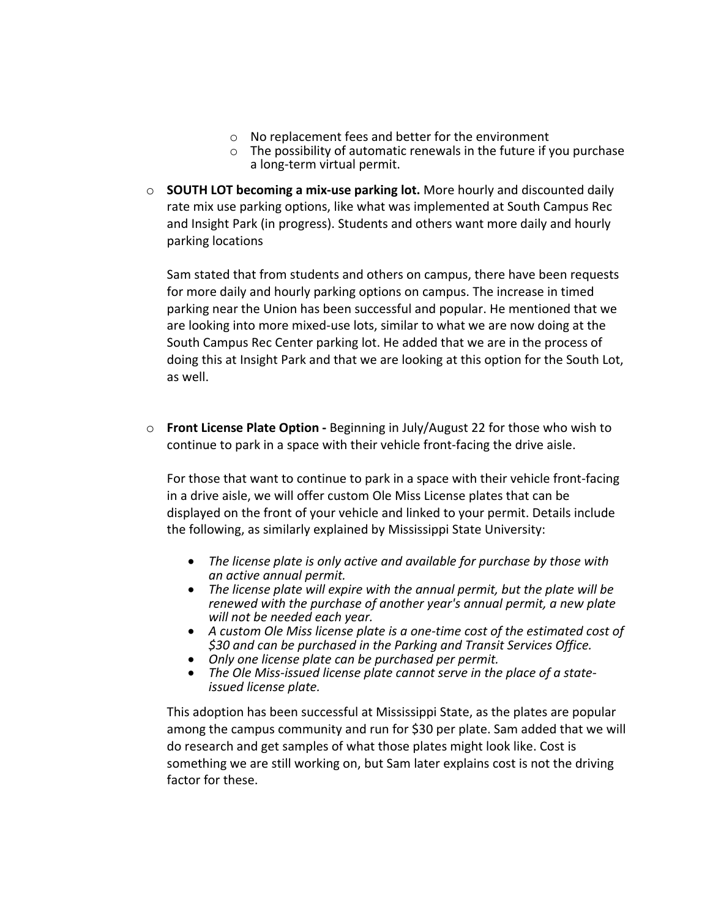- No replacement fees and better for the environment
  - The possibility of automatic renewals in the future if you purchase a long-term virtual permit.

- **SOUTH LOT becoming a mix-use parking lot.** More hourly and discounted daily rate mix use parking options, like what was implemented at South Campus Rec and Insight Park (in progress). Students and others want more daily and hourly parking locations

  Sam stated that from students and others on campus, there have been requests for more daily and hourly parking options on campus. The increase in timed parking near the Union has been successful and popular. He mentioned that we are looking into more mixed-use lots, similar to what we are now doing at the South Campus Rec Center parking lot. He added that we are in the process of doing this at Insight Park and that we are looking at this option for the South Lot, as well.

- **Front License Plate Option -** Beginning in July/August 22 for those who wish to continue to park in a space with their vehicle front-facing the drive aisle.

  For those that want to continue to park in a space with their vehicle front-facing in a drive aisle, we will offer custom Ole Miss License plates that can be displayed on the front of your vehicle and linked to your permit. Details include the following, as similarly explained by Mississippi State University:

  - *The license plate is only active and available for purchase by those with an active annual permit.*
  - *The license plate will expire with the annual permit, but the plate will be renewed with the purchase of another year's annual permit, a new plate will not be needed each year.*
  - *A custom Ole Miss license plate is a one-time cost of the estimated cost of $30 and can be purchased in the Parking and Transit Services Office.*
  - *Only one license plate can be purchased per permit.*
  - *The Ole Miss-issued license plate cannot serve in the place of a state-issued license plate.*

  This adoption has been successful at Mississippi State, as the plates are popular among the campus community and run for $30 per plate. Sam added that we will do research and get samples of what those plates might look like. Cost is something we are still working on, but Sam later explains cost is not the driving factor for these.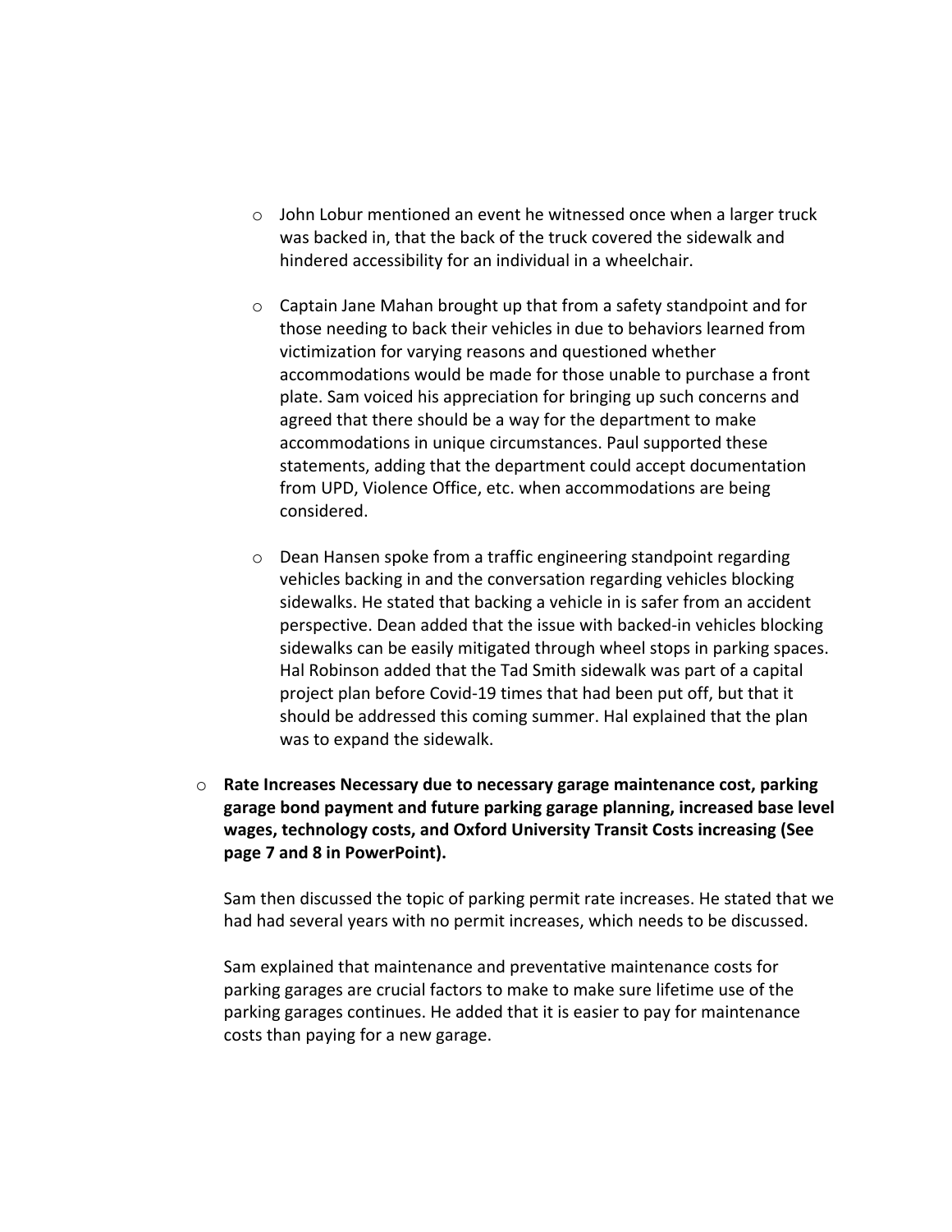- John Lobur mentioned an event he witnessed once when a larger truck was backed in, that the back of the truck covered the sidewalk and hindered accessibility for an individual in a wheelchair.

- Captain Jane Mahan brought up that from a safety standpoint and for those needing to back their vehicles in due to behaviors learned from victimization for varying reasons and questioned whether accommodations would be made for those unable to purchase a front plate. Sam voiced his appreciation for bringing up such concerns and agreed that there should be a way for the department to make accommodations in unique circumstances. Paul supported these statements, adding that the department could accept documentation from UPD, Violence Office, etc. when accommodations are being considered.

- Dean Hansen spoke from a traffic engineering standpoint regarding vehicles backing in and the conversation regarding vehicles blocking sidewalks. He stated that backing a vehicle in is safer from an accident perspective. Dean added that the issue with backed-in vehicles blocking sidewalks can be easily mitigated through wheel stops in parking spaces. Hal Robinson added that the Tad Smith sidewalk was part of a capital project plan before Covid-19 times that had been put off, but that it should be addressed this coming summer. Hal explained that the plan was to expand the sidewalk.

- **Rate Increases Necessary due to necessary garage maintenance cost, parking garage bond payment and future parking garage planning, increased base level wages, technology costs, and Oxford University Transit Costs increasing (See page 7 and 8 in PowerPoint).**

  Sam then discussed the topic of parking permit rate increases. He stated that we had had several years with no permit increases, which needs to be discussed.

  Sam explained that maintenance and preventative maintenance costs for parking garages are crucial factors to make to make sure lifetime use of the parking garages continues. He added that it is easier to pay for maintenance costs than paying for a new garage.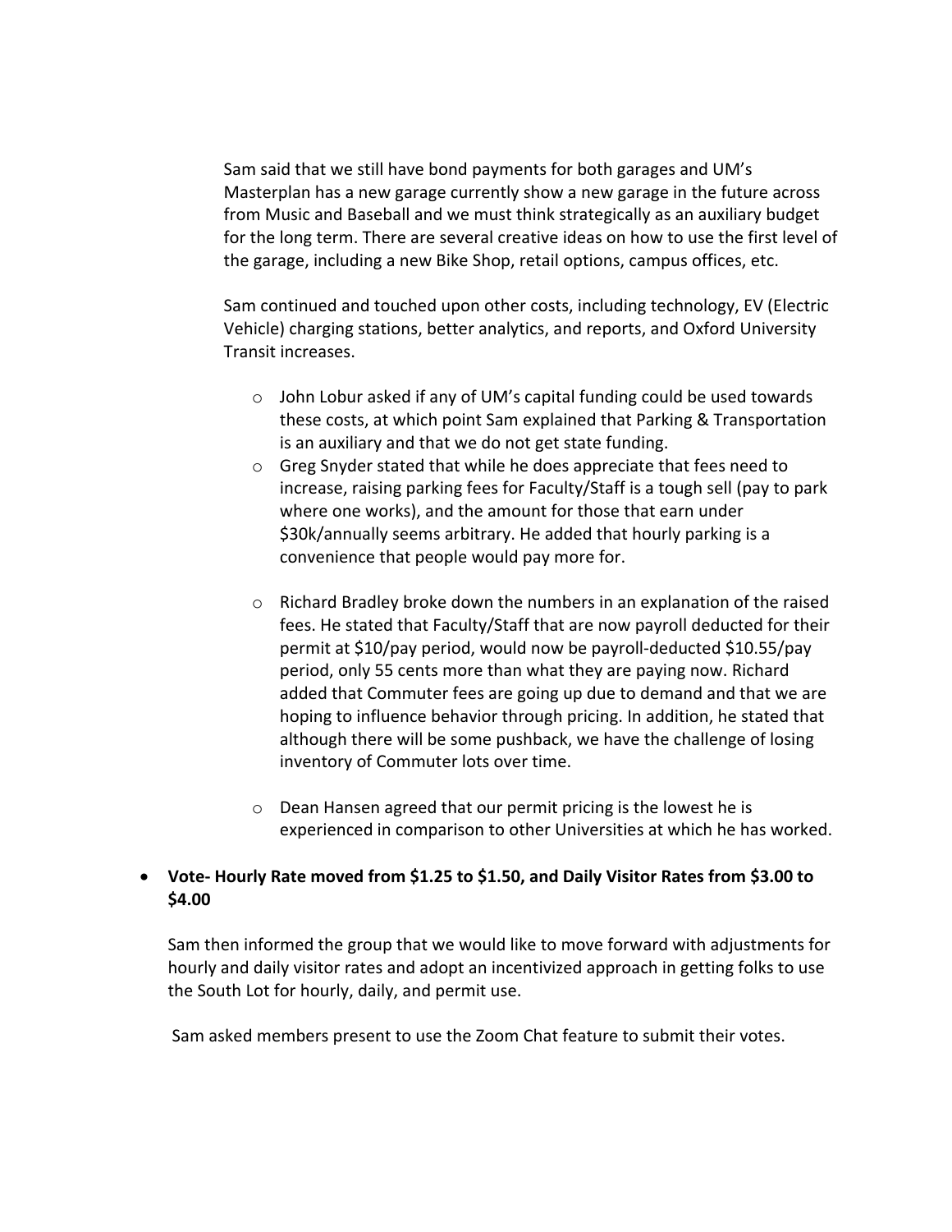Sam said that we still have bond payments for both garages and UM's Masterplan has a new garage currently show a new garage in the future across from Music and Baseball and we must think strategically as an auxiliary budget for the long term. There are several creative ideas on how to use the first level of the garage, including a new Bike Shop, retail options, campus offices, etc.

Sam continued and touched upon other costs, including technology, EV (Electric Vehicle) charging stations, better analytics, and reports, and Oxford University Transit increases.

- John Lobur asked if any of UM's capital funding could be used towards these costs, at which point Sam explained that Parking & Transportation is an auxiliary and that we do not get state funding.
- Greg Snyder stated that while he does appreciate that fees need to increase, raising parking fees for Faculty/Staff is a tough sell (pay to park where one works), and the amount for those that earn under $30k/annually seems arbitrary. He added that hourly parking is a convenience that people would pay more for.
- Richard Bradley broke down the numbers in an explanation of the raised fees. He stated that Faculty/Staff that are now payroll deducted for their permit at $10/pay period, would now be payroll-deducted $10.55/pay period, only 55 cents more than what they are paying now. Richard added that Commuter fees are going up due to demand and that we are hoping to influence behavior through pricing. In addition, he stated that although there will be some pushback, we have the challenge of losing inventory of Commuter lots over time.
- Dean Hansen agreed that our permit pricing is the lowest he is experienced in comparison to other Universities at which he has worked.

- **Vote- Hourly Rate moved from $1.25 to $1.50, and Daily Visitor Rates from $3.00 to $4.00**

  Sam then informed the group that we would like to move forward with adjustments for hourly and daily visitor rates and adopt an incentivized approach in getting folks to use the South Lot for hourly, daily, and permit use.

  Sam asked members present to use the Zoom Chat feature to submit their votes.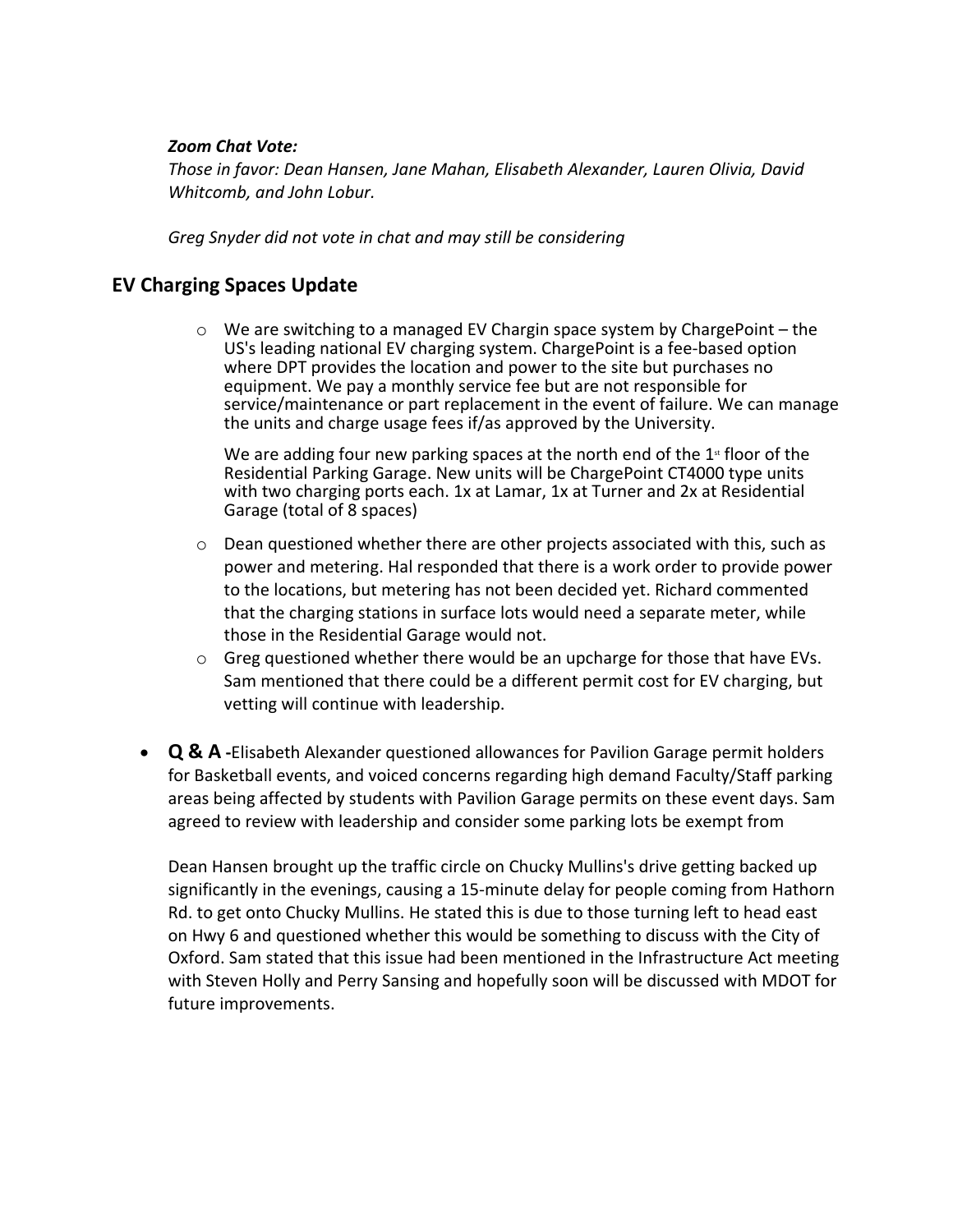***Zoom Chat Vote:***
*Those in favor: Dean Hansen, Jane Mahan, Elisabeth Alexander, Lauren Olivia, David Whitcomb, and John Lobur.*

*Greg Snyder did not vote in chat and may still be considering*

## EV Charging Spaces Update

- We are switching to a managed EV Chargin space system by ChargePoint – the US's leading national EV charging system. ChargePoint is a fee-based option where DPT provides the location and power to the site but purchases no equipment. We pay a monthly service fee but are not responsible for service/maintenance or part replacement in the event of failure. We can manage the units and charge usage fees if/as approved by the University.

  We are adding four new parking spaces at the north end of the 1st floor of the Residential Parking Garage. New units will be ChargePoint CT4000 type units with two charging ports each. 1x at Lamar, 1x at Turner and 2x at Residential Garage (total of 8 spaces)

- Dean questioned whether there are other projects associated with this, such as power and metering. Hal responded that there is a work order to provide power to the locations, but metering has not been decided yet. Richard commented that the charging stations in surface lots would need a separate meter, while those in the Residential Garage would not.
- Greg questioned whether there would be an upcharge for those that have EVs. Sam mentioned that there could be a different permit cost for EV charging, but vetting will continue with leadership.

- **Q & A -**Elisabeth Alexander questioned allowances for Pavilion Garage permit holders for Basketball events, and voiced concerns regarding high demand Faculty/Staff parking areas being affected by students with Pavilion Garage permits on these event days. Sam agreed to review with leadership and consider some parking lots be exempt from

  Dean Hansen brought up the traffic circle on Chucky Mullins's drive getting backed up significantly in the evenings, causing a 15-minute delay for people coming from Hathorn Rd. to get onto Chucky Mullins. He stated this is due to those turning left to head east on Hwy 6 and questioned whether this would be something to discuss with the City of Oxford. Sam stated that this issue had been mentioned in the Infrastructure Act meeting with Steven Holly and Perry Sansing and hopefully soon will be discussed with MDOT for future improvements.